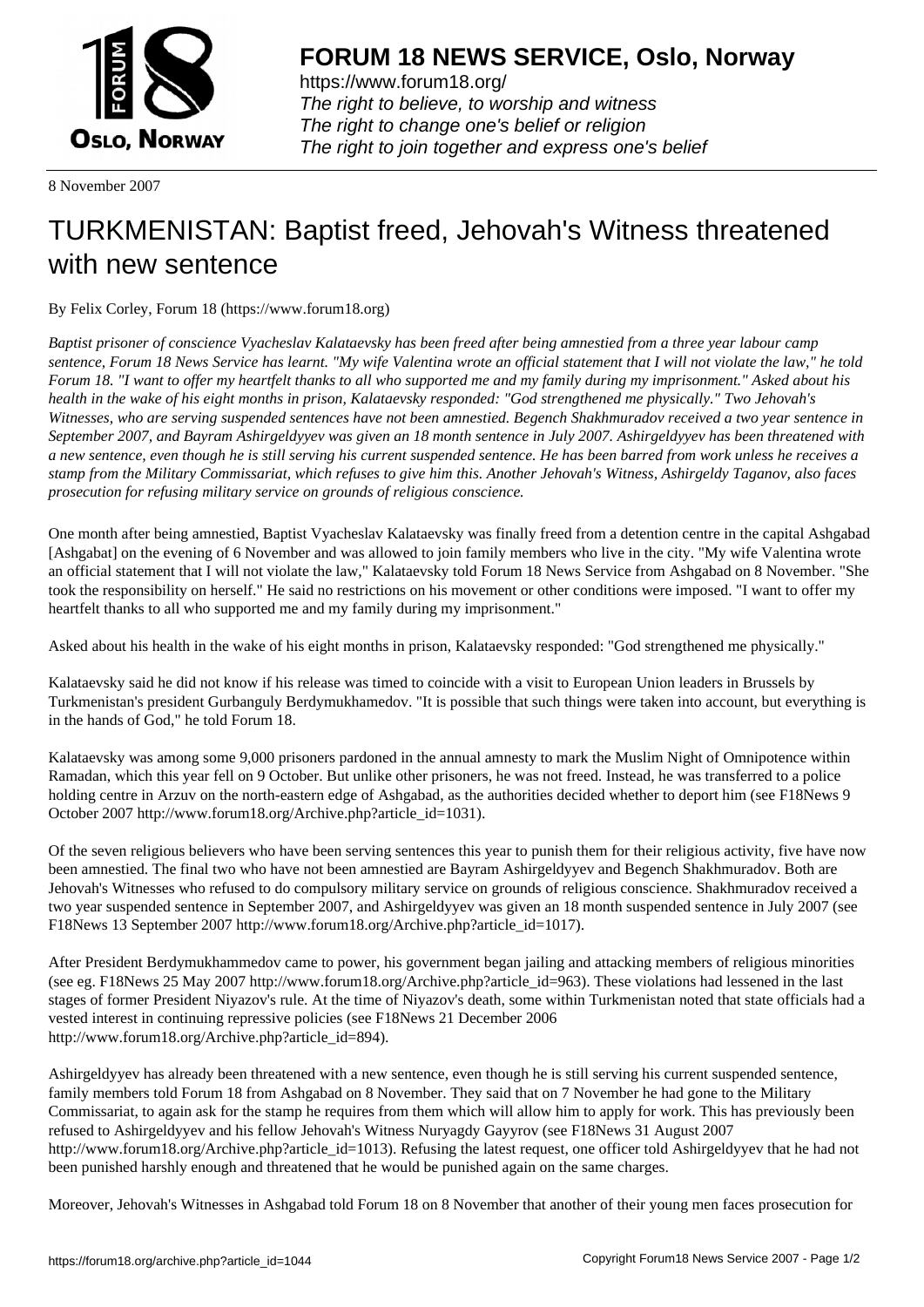**FORUM 18 NEWS SERVICE, Oslo, Norway**

https://www.forum18.org/
*The right to believe, to worship and witness*
*The right to change one's belief or religion*
*The right to join together and express one's belief*

8 November 2007

# TURKMENISTAN: Baptist freed, Jehovah's Witness threatened with new sentence

By Felix Corley, Forum 18 (https://www.forum18.org)

*Baptist prisoner of conscience Vyacheslav Kalataevsky has been freed after being amnestied from a three year labour camp sentence, Forum 18 News Service has learnt. "My wife Valentina wrote an official statement that I will not violate the law," he told Forum 18. "I want to offer my heartfelt thanks to all who supported me and my family during my imprisonment." Asked about his health in the wake of his eight months in prison, Kalataevsky responded: "God strengthened me physically." Two Jehovah's Witnesses, who are serving suspended sentences have not been amnestied. Begench Shakhmuradov received a two year sentence in September 2007, and Bayram Ashirgeldyyev was given an 18 month sentence in July 2007. Ashirgeldyyev has been threatened with a new sentence, even though he is still serving his current suspended sentence. He has been barred from work unless he receives a stamp from the Military Commissariat, which refuses to give him this. Another Jehovah's Witness, Ashirgeldy Taganov, also faces prosecution for refusing military service on grounds of religious conscience.*

One month after being amnestied, Baptist Vyacheslav Kalataevsky was finally freed from a detention centre in the capital Ashgabad [Ashgabat] on the evening of 6 November and was allowed to join family members who live in the city. "My wife Valentina wrote an official statement that I will not violate the law," Kalataevsky told Forum 18 News Service from Ashgabad on 8 November. "She took the responsibility on herself." He said no restrictions on his movement or other conditions were imposed. "I want to offer my heartfelt thanks to all who supported me and my family during my imprisonment."

Asked about his health in the wake of his eight months in prison, Kalataevsky responded: "God strengthened me physically."

Kalataevsky said he did not know if his release was timed to coincide with a visit to European Union leaders in Brussels by Turkmenistan's president Gurbanguly Berdymukhamedov. "It is possible that such things were taken into account, but everything is in the hands of God," he told Forum 18.

Kalataevsky was among some 9,000 prisoners pardoned in the annual amnesty to mark the Muslim Night of Omnipotence within Ramadan, which this year fell on 9 October. But unlike other prisoners, he was not freed. Instead, he was transferred to a police holding centre in Arzuv on the north-eastern edge of Ashgabad, as the authorities decided whether to deport him (see F18News 9 October 2007 http://www.forum18.org/Archive.php?article_id=1031).

Of the seven religious believers who have been serving sentences this year to punish them for their religious activity, five have now been amnestied. The final two who have not been amnestied are Bayram Ashirgeldyyev and Begench Shakhmuradov. Both are Jehovah's Witnesses who refused to do compulsory military service on grounds of religious conscience. Shakhmuradov received a two year suspended sentence in September 2007, and Ashirgeldyyev was given an 18 month suspended sentence in July 2007 (see F18News 13 September 2007 http://www.forum18.org/Archive.php?article_id=1017).

After President Berdymukhammedov came to power, his government began jailing and attacking members of religious minorities (see eg. F18News 25 May 2007 http://www.forum18.org/Archive.php?article_id=963). These violations had lessened in the last stages of former President Niyazov's rule. At the time of Niyazov's death, some within Turkmenistan noted that state officials had a vested interest in continuing repressive policies (see F18News 21 December 2006 http://www.forum18.org/Archive.php?article_id=894).

Ashirgeldyyev has already been threatened with a new sentence, even though he is still serving his current suspended sentence, family members told Forum 18 from Ashgabad on 8 November. They said that on 7 November he had gone to the Military Commissariat, to again ask for the stamp he requires from them which will allow him to apply for work. This has previously been refused to Ashirgeldyyev and his fellow Jehovah's Witness Nuryagdy Gayyrov (see F18News 31 August 2007 http://www.forum18.org/Archive.php?article_id=1013). Refusing the latest request, one officer told Ashirgeldyyev that he had not been punished harshly enough and threatened that he would be punished again on the same charges.

Moreover, Jehovah's Witnesses in Ashgabad told Forum 18 on 8 November that another of their young men faces prosecution for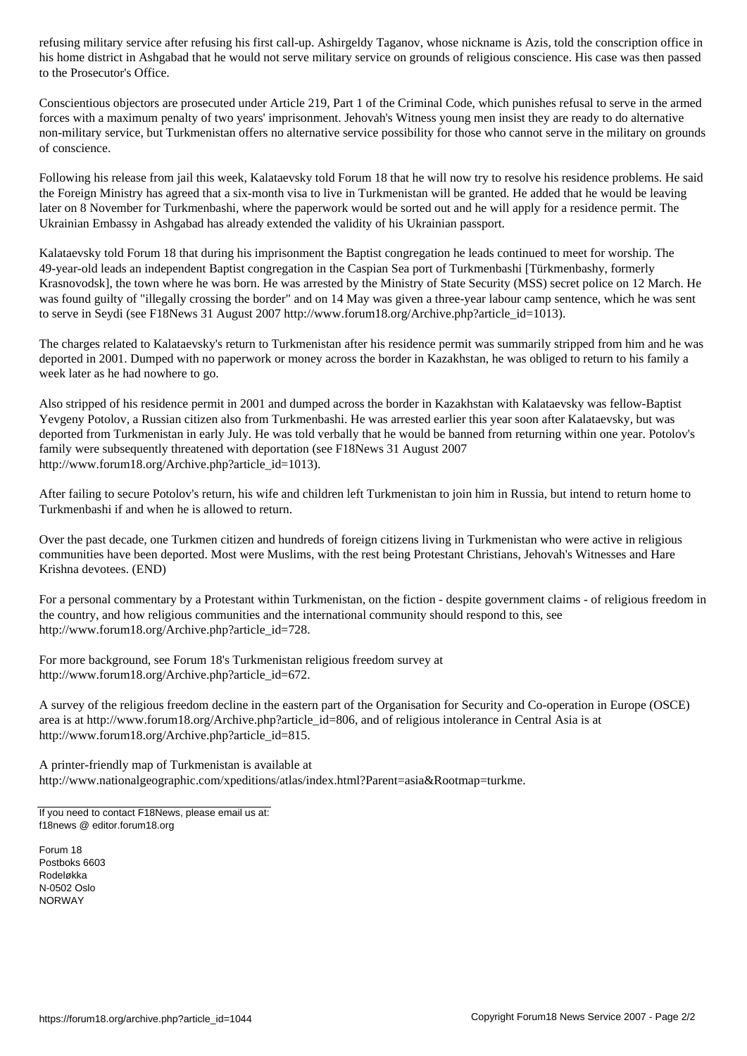refusing military service after refusing his first call-up. Ashirgeldy Taganov, whose nickname is Azis, told the conscription office in his home district in Ashgabad that he would not serve military service on grounds of religious conscience. His case was then passed to the Prosecutor's Office.

Conscientious objectors are prosecuted under Article 219, Part 1 of the Criminal Code, which punishes refusal to serve in the armed forces with a maximum penalty of two years' imprisonment. Jehovah's Witness young men insist they are ready to do alternative non-military service, but Turkmenistan offers no alternative service possibility for those who cannot serve in the military on grounds of conscience.

Following his release from jail this week, Kalataevsky told Forum 18 that he will now try to resolve his residence problems. He said the Foreign Ministry has agreed that a six-month visa to live in Turkmenistan will be granted. He added that he would be leaving later on 8 November for Turkmenbashi, where the paperwork would be sorted out and he will apply for a residence permit. The Ukrainian Embassy in Ashgabad has already extended the validity of his Ukrainian passport.

Kalataevsky told Forum 18 that during his imprisonment the Baptist congregation he leads continued to meet for worship. The 49-year-old leads an independent Baptist congregation in the Caspian Sea port of Turkmenbashi [Türkmenbashy, formerly Krasnovodsk], the town where he was born. He was arrested by the Ministry of State Security (MSS) secret police on 12 March. He was found guilty of "illegally crossing the border" and on 14 May was given a three-year labour camp sentence, which he was sent to serve in Seydi (see F18News 31 August 2007 http://www.forum18.org/Archive.php?article_id=1013).

The charges related to Kalataevsky's return to Turkmenistan after his residence permit was summarily stripped from him and he was deported in 2001. Dumped with no paperwork or money across the border in Kazakhstan, he was obliged to return to his family a week later as he had nowhere to go.

Also stripped of his residence permit in 2001 and dumped across the border in Kazakhstan with Kalataevsky was fellow-Baptist Yevgeny Potolov, a Russian citizen also from Turkmenbashi. He was arrested earlier this year soon after Kalataevsky, but was deported from Turkmenistan in early July. He was told verbally that he would be banned from returning within one year. Potolov's family were subsequently threatened with deportation (see F18News 31 August 2007 http://www.forum18.org/Archive.php?article_id=1013).

After failing to secure Potolov's return, his wife and children left Turkmenistan to join him in Russia, but intend to return home to Turkmenbashi if and when he is allowed to return.

Over the past decade, one Turkmen citizen and hundreds of foreign citizens living in Turkmenistan who were active in religious communities have been deported. Most were Muslims, with the rest being Protestant Christians, Jehovah's Witnesses and Hare Krishna devotees. (END)

For a personal commentary by a Protestant within Turkmenistan, on the fiction - despite government claims - of religious freedom in the country, and how religious communities and the international community should respond to this, see http://www.forum18.org/Archive.php?article_id=728.

For more background, see Forum 18's Turkmenistan religious freedom survey at http://www.forum18.org/Archive.php?article_id=672.

A survey of the religious freedom decline in the eastern part of the Organisation for Security and Co-operation in Europe (OSCE) area is at http://www.forum18.org/Archive.php?article_id=806, and of religious intolerance in Central Asia is at http://www.forum18.org/Archive.php?article_id=815.

A printer-friendly map of Turkmenistan is available at http://www.nationalgeographic.com/xpeditions/atlas/index.html?Parent=asia&Rootmap=turkme.

If you need to contact F18News, please email us at:
f18news @ editor.forum18.org

Forum 18
Postboks 6603
Rodeløkka
N-0502 Oslo
NORWAY